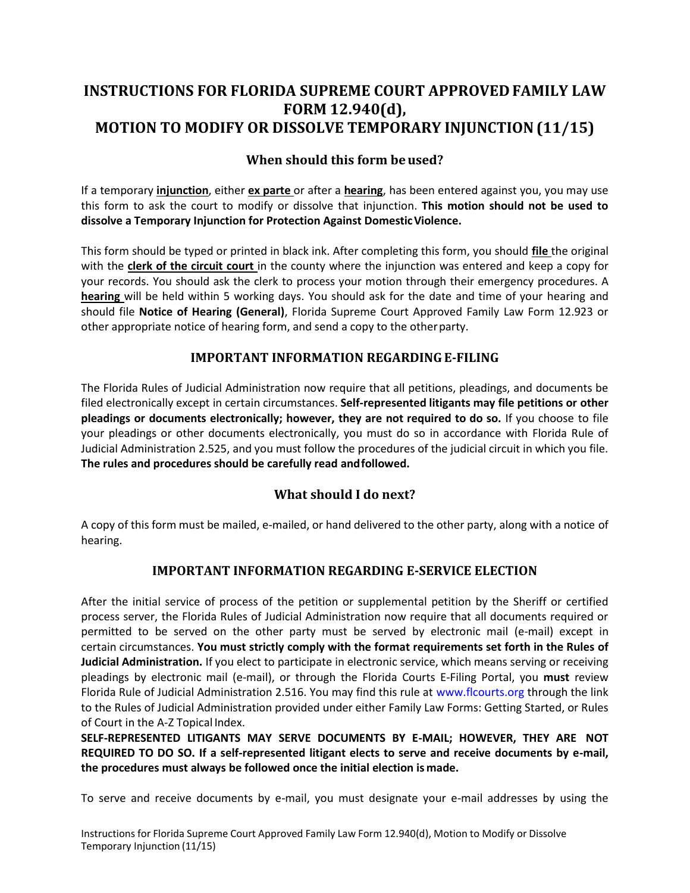# INSTRUCTIONS FOR FLORIDA SUPREME COURT APPROVED FAMILY LAW FORM 12.940(d), MOTION TO MODIFY OR DISSOLVE TEMPORARY INJUNCTION (11/15)

## When should this form be used?

If a temporary **injunction**, either **ex parte** or after a **hearing**, has been entered against you, you may use this form to ask the court to modify or dissolve that injunction. **This motion should not be used to dissolve a Temporary Injunction for Protection Against Domestic Violence.**

This form should be typed or printed in black ink. After completing this form, you should **file** the original with the **clerk of the circuit court** in the county where the injunction was entered and keep a copy for your records. You should ask the clerk to process your motion through their emergency procedures. A **hearing** will be held within 5 working days. You should ask for the date and time of your hearing and should file **Notice of Hearing (General)**, Florida Supreme Court Approved Family Law Form 12.923 or other appropriate notice of hearing form, and send a copy to the other party.

## IMPORTANT INFORMATION REGARDING E-FILING

The Florida Rules of Judicial Administration now require that all petitions, pleadings, and documents be filed electronically except in certain circumstances. **Self-represented litigants may file petitions or other pleadings or documents electronically; however, they are not required to do so.** If you choose to file your pleadings or other documents electronically, you must do so in accordance with Florida Rule of Judicial Administration 2.525, and you must follow the procedures of the judicial circuit in which you file. **The rules and procedures should be carefully read and followed.**

## What should I do next?

A copy of this form must be mailed, e-mailed, or hand delivered to the other party, along with a notice of hearing.

## IMPORTANT INFORMATION REGARDING E-SERVICE ELECTION

After the initial service of process of the petition or supplemental petition by the Sheriff or certified process server, the Florida Rules of Judicial Administration now require that all documents required or permitted to be served on the other party must be served by electronic mail (e-mail) except in certain circumstances. **You must strictly comply with the format requirements set forth in the Rules of Judicial Administration.** If you elect to participate in electronic service, which means serving or receiving pleadings by electronic mail (e-mail), or through the Florida Courts E-Filing Portal, you **must** review Florida Rule of Judicial Administration 2.516. You may find this rule at www.flcourts.org through the link to the Rules of Judicial Administration provided under either Family Law Forms: Getting Started, or Rules of Court in the A-Z Topical Index.

**SELF-REPRESENTED LITIGANTS MAY SERVE DOCUMENTS BY E-MAIL; HOWEVER, THEY ARE NOT REQUIRED TO DO SO. If a self-represented litigant elects to serve and receive documents by e-mail, the procedures must always be followed once the initial election is made.**

To serve and receive documents by e-mail, you must designate your e-mail addresses by using the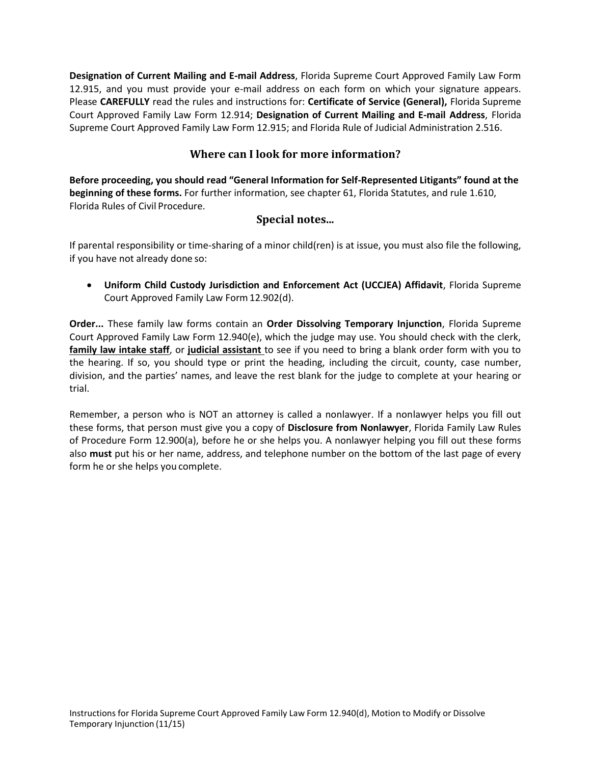**Designation of Current Mailing and E-mail Address**, Florida Supreme Court Approved Family Law Form 12.915, and you must provide your e-mail address on each form on which your signature appears. Please **CAREFULLY** read the rules and instructions for: **Certificate of Service (General),** Florida Supreme Court Approved Family Law Form 12.914; **Designation of Current Mailing and E-mail Address**, Florida Supreme Court Approved Family Law Form 12.915; and Florida Rule of Judicial Administration 2.516.

## Where can I look for more information?

**Before proceeding, you should read "General Information for Self-Represented Litigants" found at the beginning of these forms.** For further information, see chapter 61, Florida Statutes, and rule 1.610, Florida Rules of Civil Procedure.

## Special notes...

If parental responsibility or time-sharing of a minor child(ren) is at issue, you must also file the following, if you have not already done so:

- **Uniform Child Custody Jurisdiction and Enforcement Act (UCCJEA) Affidavit**, Florida Supreme Court Approved Family Law Form 12.902(d).

**Order...** These family law forms contain an **Order Dissolving Temporary Injunction**, Florida Supreme Court Approved Family Law Form 12.940(e), which the judge may use. You should check with the clerk, **family law intake staff**, or **judicial assistant** to see if you need to bring a blank order form with you to the hearing. If so, you should type or print the heading, including the circuit, county, case number, division, and the parties' names, and leave the rest blank for the judge to complete at your hearing or trial.

Remember, a person who is NOT an attorney is called a nonlawyer. If a nonlawyer helps you fill out these forms, that person must give you a copy of **Disclosure from Nonlawyer**, Florida Family Law Rules of Procedure Form 12.900(a), before he or she helps you. A nonlawyer helping you fill out these forms also **must** put his or her name, address, and telephone number on the bottom of the last page of every form he or she helps you complete.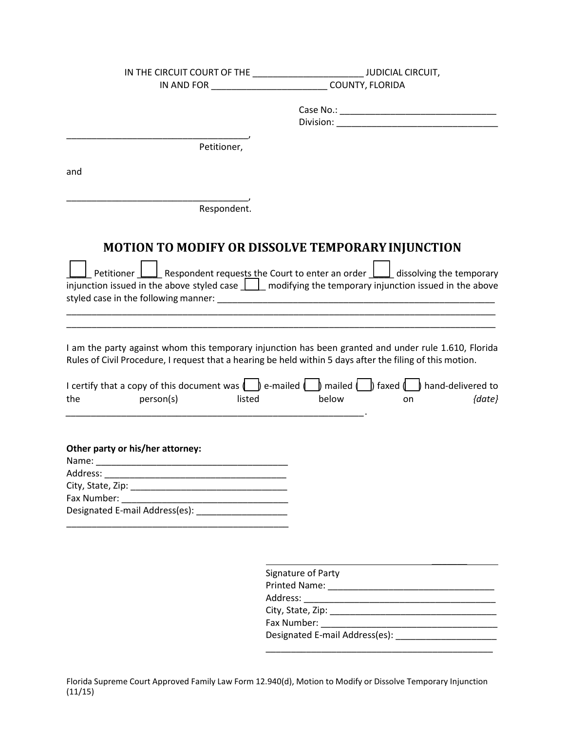IN THE CIRCUIT COURT OF THE ______________________ JUDICIAL CIRCUIT,
IN AND FOR _______________________ COUNTY, FLORIDA

Case No.: ______________________________
Division: _______________________________

_____________________________________,
Petitioner,

and

_____________________________________,
Respondent.

# MOTION TO MODIFY OR DISSOLVE TEMPORARY INJUNCTION

☐ Petitioner ☐ Respondent requests the Court to enter an order ☐ dissolving the temporary injunction issued in the above styled case ☐ modifying the temporary injunction issued in the above styled case in the following manner: _________________________________________________________
_____________________________________________________________________________________
_____________________________________________________________________________________

I am the party against whom this temporary injunction has been granted and under rule 1.610, Florida Rules of Civil Procedure, I request that a hearing be held within 5 days after the filing of this motion.

I certify that a copy of this document was ( ) e-mailed ( ) mailed ( ) faxed ( ) hand-delivered to the person(s) listed below on *{date}* ____________________________________________________________.

**Other party or his/her attorney:**
Name: ________________________________________
Address: ______________________________________
City, State, Zip: ________________________________
Fax Number: ___________________________________
Designated E-mail Address(es): _________________
_____________________________________________

_____________________________________________
Signature of Party
Printed Name: __________________________________
Address: _______________________________________
City, State, Zip: _________________________________
Fax Number: ____________________________________
Designated E-mail Address(es): ___________________
_____________________________________________

Florida Supreme Court Approved Family Law Form 12.940(d), Motion to Modify or Dissolve Temporary Injunction (11/15)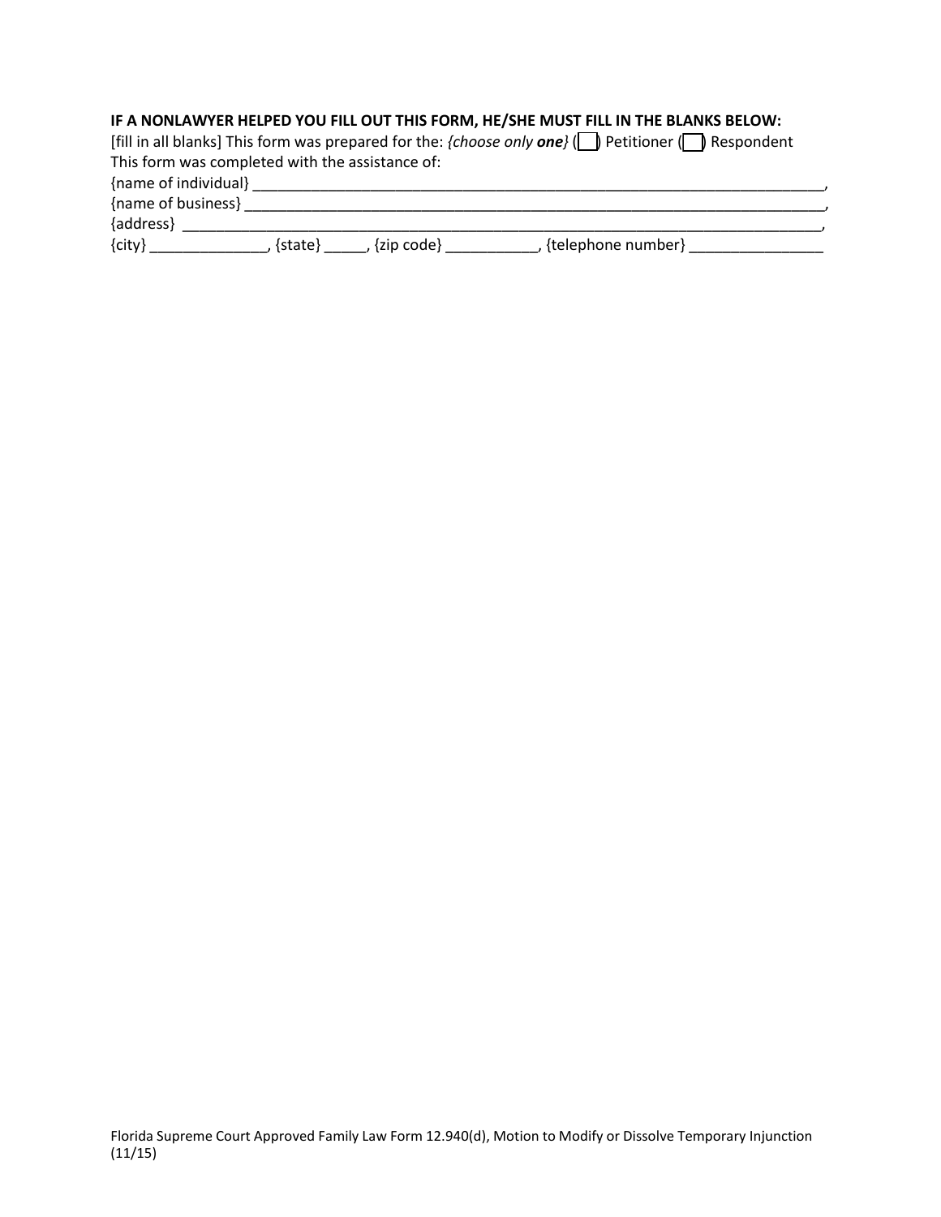**IF A NONLAWYER HELPED YOU FILL OUT THIS FORM, HE/SHE MUST FILL IN THE BLANKS BELOW:**
[fill in all blanks] This form was prepared for the: *{choose only **one**}* ( ) Petitioner ( ) Respondent
This form was completed with the assistance of:
{name of individual} ____________________________________________________________________,
{name of business} _____________________________________________________________________,
{address} _______________________________________________________________________,
{city} ______________, {state} _____, {zip code} ___________, {telephone number} ________________

Florida Supreme Court Approved Family Law Form 12.940(d), Motion to Modify or Dissolve Temporary Injunction (11/15)